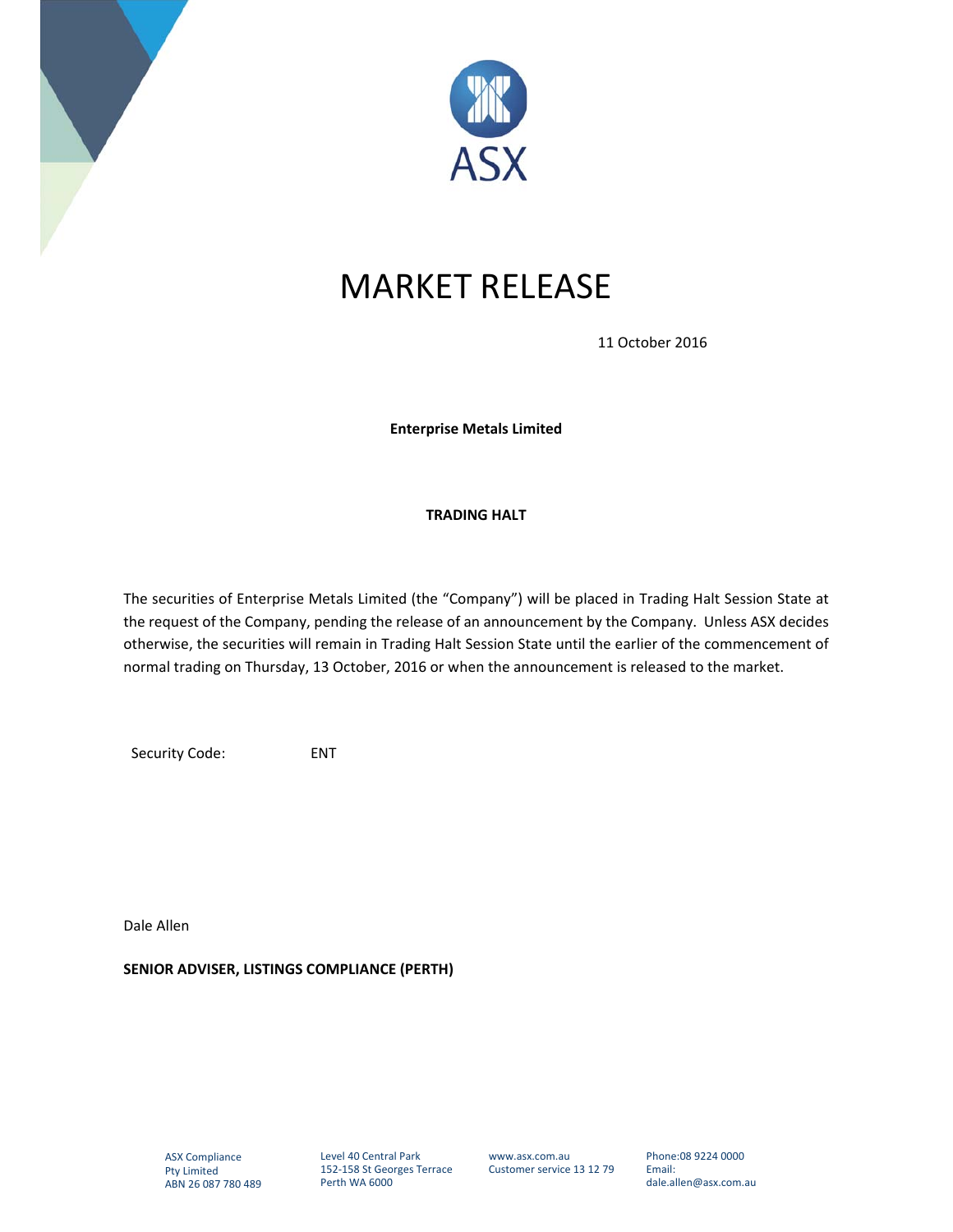ASX

# MARKET RELEASE

11 October 2016

**Enterprise Metals Limited**

**TRADING HALT**

The securities of Enterprise Metals Limited (the "Company") will be placed in Trading Halt Session State at the request of the Company, pending the release of an announcement by the Company. Unless ASX decides otherwise, the securities will remain in Trading Halt Session State until the earlier of the commencement of normal trading on Thursday, 13 October, 2016 or when the announcement is released to the market.

Security Code: ENT

Dale Allen

**SENIOR ADVISER, LISTINGS COMPLIANCE (PERTH)**

ASX Compliance Pty Limited
ABN 26 087 780 489

Level 40 Central Park
152-158 St Georges Terrace
Perth WA 6000

www.asx.com.au
Customer service 13 12 79

Phone:08 9224 0000
Email:
dale.allen@asx.com.au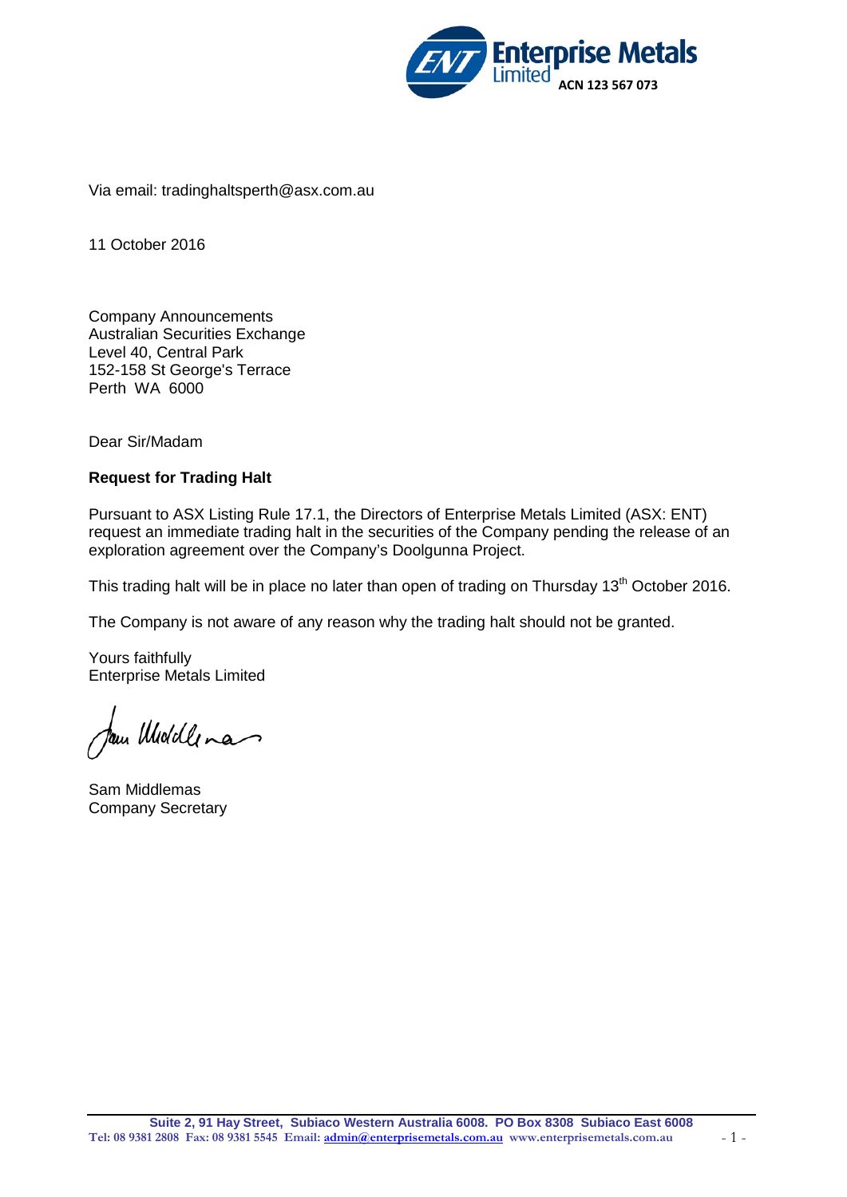Via email: tradinghaltsperth@asx.com.au

11 October 2016

Company Announcements
Australian Securities Exchange
Level 40, Central Park
152-158 St George's Terrace
Perth WA 6000

Dear Sir/Madam

**Request for Trading Halt**

Pursuant to ASX Listing Rule 17.1, the Directors of Enterprise Metals Limited (ASX: ENT) request an immediate trading halt in the securities of the Company pending the release of an exploration agreement over the Company's Doolgunna Project.

This trading halt will be in place no later than open of trading on Thursday 13th October 2016.

The Company is not aware of any reason why the trading halt should not be granted.

Yours faithfully
Enterprise Metals Limited

Sam Middlemas
Company Secretary

**Suite 2, 91 Hay Street, Subiaco Western Australia 6008. PO Box 8308 Subiaco East 6008**
**Tel: 08 9381 2808 Fax: 08 9381 5545 Email: admin@enterprisemetals.com.au www.enterprisemetals.com.au**